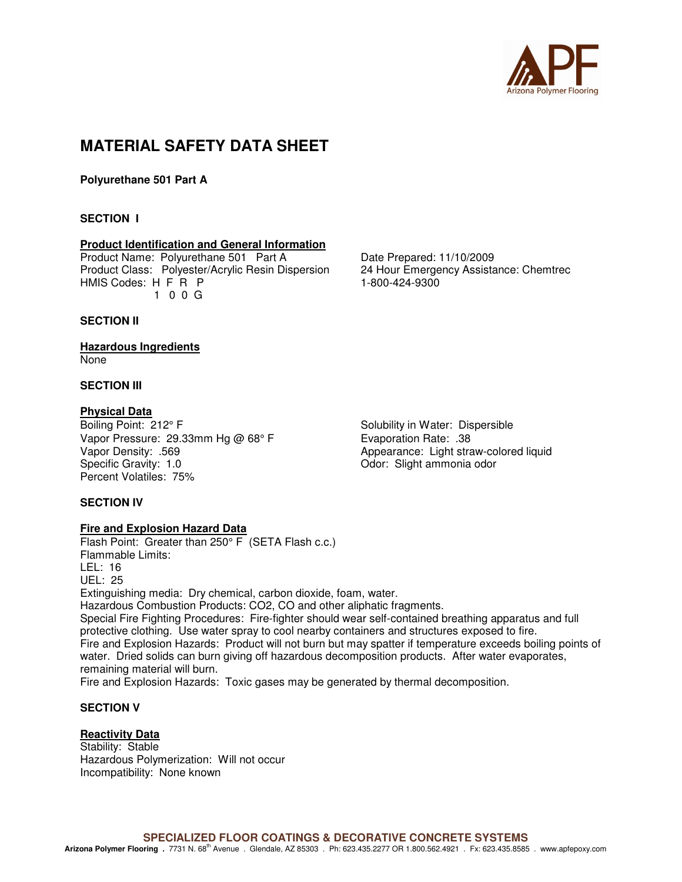# MATERIAL SAFETY DATA SHEET

**Polyurethane 501 Part A**

## SECTION I

### Product Identification and General Information

Product Name: Polyurethane 501 Part A
Product Class: Polyester/Acrylic Resin Dispersion
HMIS Codes: H F R P
1 0 0 G

Date Prepared: 11/10/2009
24 Hour Emergency Assistance: Chemtrec
1-800-424-9300

## SECTION II

### Hazardous Ingredients

None

## SECTION III

### Physical Data

Boiling Point: 212° F
Vapor Pressure: 29.33mm Hg @ 68° F
Vapor Density: .569
Specific Gravity: 1.0
Percent Volatiles: 75%

Solubility in Water: Dispersible
Evaporation Rate: .38
Appearance: Light straw-colored liquid
Odor: Slight ammonia odor

## SECTION IV

### Fire and Explosion Hazard Data

Flash Point: Greater than 250° F (SETA Flash c.c.)
Flammable Limits:
LEL: 16
UEL: 25
Extinguishing media: Dry chemical, carbon dioxide, foam, water.
Hazardous Combustion Products: $CO_2$, CO and other aliphatic fragments.
Special Fire Fighting Procedures: Fire-fighter should wear self-contained breathing apparatus and full protective clothing. Use water spray to cool nearby containers and structures exposed to fire.
Fire and Explosion Hazards: Product will not burn but may spatter if temperature exceeds boiling points of water. Dried solids can burn giving off hazardous decomposition products. After water evaporates, remaining material will burn.
Fire and Explosion Hazards: Toxic gases may be generated by thermal decomposition.

## SECTION V

### Reactivity Data

Stability: Stable
Hazardous Polymerization: Will not occur
Incompatibility: None known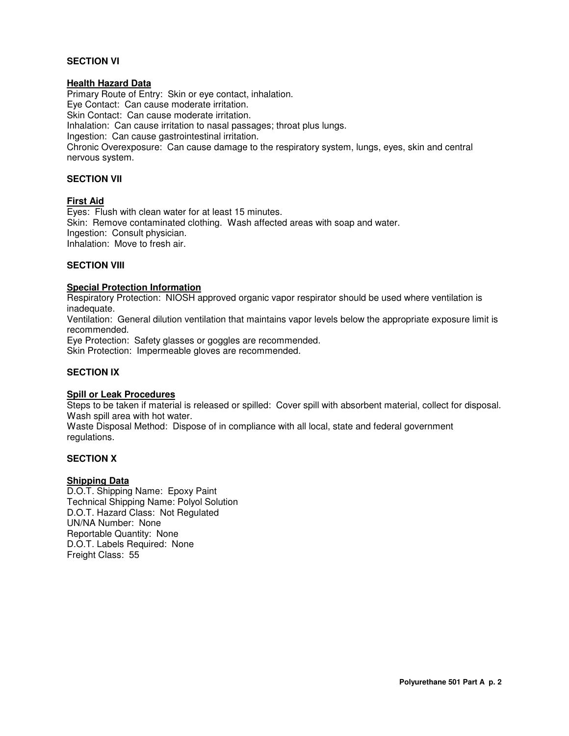## SECTION VI

**Health Hazard Data**

Primary Route of Entry: Skin or eye contact, inhalation.
Eye Contact: Can cause moderate irritation.
Skin Contact: Can cause moderate irritation.
Inhalation: Can cause irritation to nasal passages; throat plus lungs.
Ingestion: Can cause gastrointestinal irritation.
Chronic Overexposure: Can cause damage to the respiratory system, lungs, eyes, skin and central nervous system.

## SECTION VII

**First Aid**

Eyes: Flush with clean water for at least 15 minutes.
Skin: Remove contaminated clothing. Wash affected areas with soap and water.
Ingestion: Consult physician.
Inhalation: Move to fresh air.

## SECTION VIII

**Special Protection Information**

Respiratory Protection: NIOSH approved organic vapor respirator should be used where ventilation is inadequate.
Ventilation: General dilution ventilation that maintains vapor levels below the appropriate exposure limit is recommended.
Eye Protection: Safety glasses or goggles are recommended.
Skin Protection: Impermeable gloves are recommended.

## SECTION IX

**Spill or Leak Procedures**

Steps to be taken if material is released or spilled: Cover spill with absorbent material, collect for disposal. Wash spill area with hot water.
Waste Disposal Method: Dispose of in compliance with all local, state and federal government regulations.

## SECTION X

**Shipping Data**

D.O.T. Shipping Name: Epoxy Paint
Technical Shipping Name: Polyol Solution
D.O.T. Hazard Class: Not Regulated
UN/NA Number: None
Reportable Quantity: None
D.O.T. Labels Required: None
Freight Class: 55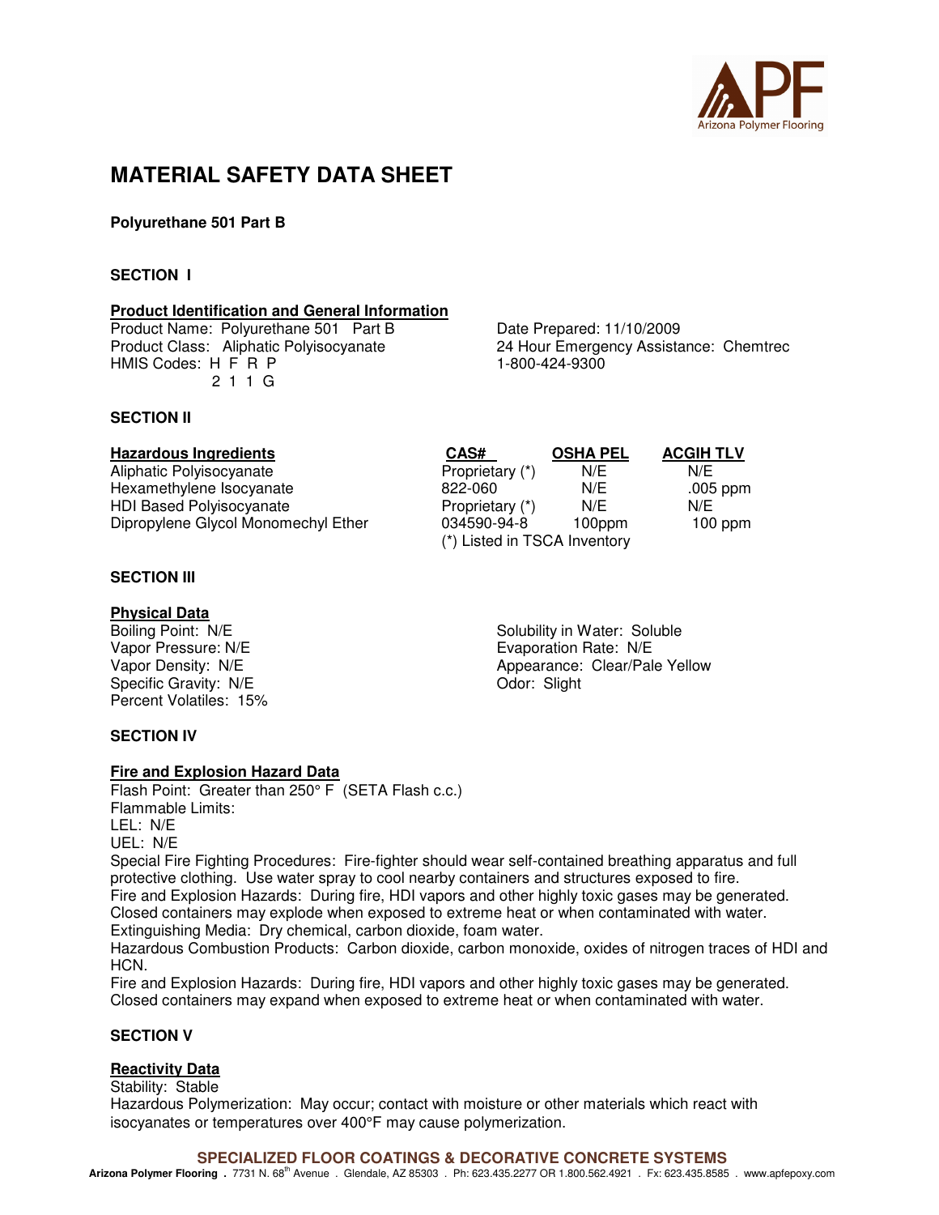# MATERIAL SAFETY DATA SHEET

**Polyurethane 501 Part B**

**SECTION I**

**Product Identification and General Information**

Product Name: Polyurethane 501 Part B
Product Class: Aliphatic Polyisocyanate
HMIS Codes: H F R P
2 1 1 G

Date Prepared: 11/10/2009
24 Hour Emergency Assistance: Chemtrec
1-800-424-9300

**SECTION II**

| Hazardous Ingredients | CAS# | OSHA PEL | ACGIH TLV |
|---|---|---|---|
| Aliphatic Polyisocyanate | Proprietary (*) | N/E | N/E |
| Hexamethylene Isocyanate | 822-060 | N/E | .005 ppm |
| HDI Based Polyisocyanate | Proprietary (*) | N/E | N/E |
| Dipropylene Glycol Monomechyl Ether | 034590-94-8 | 100ppm | 100 ppm |

(*) Listed in TSCA Inventory

**SECTION III**

**Physical Data**

Boiling Point: N/E
Vapor Pressure: N/E
Vapor Density: N/E
Specific Gravity: N/E
Percent Volatiles: 15%

Solubility in Water: Soluble
Evaporation Rate: N/E
Appearance: Clear/Pale Yellow
Odor: Slight

**SECTION IV**

**Fire and Explosion Hazard Data**

Flash Point: Greater than 250° F (SETA Flash c.c.)
Flammable Limits:
LEL: N/E
UEL: N/E
Special Fire Fighting Procedures: Fire-fighter should wear self-contained breathing apparatus and full protective clothing. Use water spray to cool nearby containers and structures exposed to fire.
Fire and Explosion Hazards: During fire, HDI vapors and other highly toxic gases may be generated. Closed containers may explode when exposed to extreme heat or when contaminated with water.
Extinguishing Media: Dry chemical, carbon dioxide, foam water.
Hazardous Combustion Products: Carbon dioxide, carbon monoxide, oxides of nitrogen traces of HDI and HCN.
Fire and Explosion Hazards: During fire, HDI vapors and other highly toxic gases may be generated. Closed containers may expand when exposed to extreme heat or when contaminated with water.

**SECTION V**

**Reactivity Data**

Stability: Stable
Hazardous Polymerization: May occur; contact with moisture or other materials which react with isocyanates or temperatures over 400°F may cause polymerization.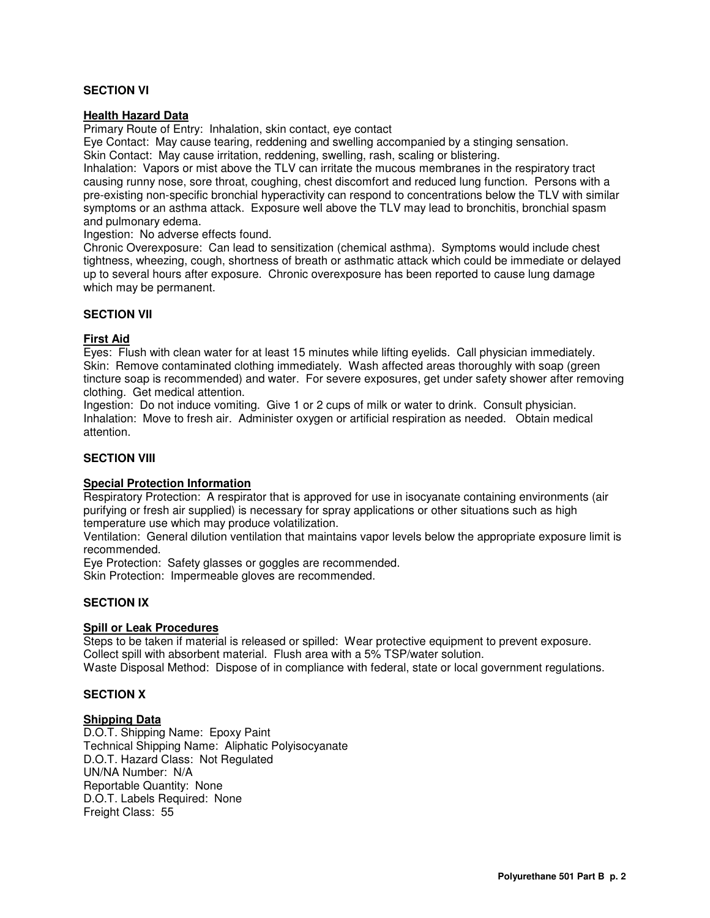## SECTION VI

### Health Hazard Data

Primary Route of Entry: Inhalation, skin contact, eye contact
Eye Contact: May cause tearing, reddening and swelling accompanied by a stinging sensation.
Skin Contact: May cause irritation, reddening, swelling, rash, scaling or blistering.
Inhalation: Vapors or mist above the TLV can irritate the mucous membranes in the respiratory tract causing runny nose, sore throat, coughing, chest discomfort and reduced lung function. Persons with a pre-existing non-specific bronchial hyperactivity can respond to concentrations below the TLV with similar symptoms or an asthma attack. Exposure well above the TLV may lead to bronchitis, bronchial spasm and pulmonary edema.
Ingestion: No adverse effects found.
Chronic Overexposure: Can lead to sensitization (chemical asthma). Symptoms would include chest tightness, wheezing, cough, shortness of breath or asthmatic attack which could be immediate or delayed up to several hours after exposure. Chronic overexposure has been reported to cause lung damage which may be permanent.

## SECTION VII

### First Aid

Eyes: Flush with clean water for at least 15 minutes while lifting eyelids. Call physician immediately.
Skin: Remove contaminated clothing immediately. Wash affected areas thoroughly with soap (green tincture soap is recommended) and water. For severe exposures, get under safety shower after removing clothing. Get medical attention.
Ingestion: Do not induce vomiting. Give 1 or 2 cups of milk or water to drink. Consult physician.
Inhalation: Move to fresh air. Administer oxygen or artificial respiration as needed. Obtain medical attention.

## SECTION VIII

### Special Protection Information

Respiratory Protection: A respirator that is approved for use in isocyanate containing environments (air purifying or fresh air supplied) is necessary for spray applications or other situations such as high temperature use which may produce volatilization.
Ventilation: General dilution ventilation that maintains vapor levels below the appropriate exposure limit is recommended.
Eye Protection: Safety glasses or goggles are recommended.
Skin Protection: Impermeable gloves are recommended.

## SECTION IX

### Spill or Leak Procedures

Steps to be taken if material is released or spilled: Wear protective equipment to prevent exposure. Collect spill with absorbent material. Flush area with a 5% TSP/water solution.
Waste Disposal Method: Dispose of in compliance with federal, state or local government regulations.

## SECTION X

### Shipping Data

D.O.T. Shipping Name: Epoxy Paint
Technical Shipping Name: Aliphatic Polyisocyanate
D.O.T. Hazard Class: Not Regulated
UN/NA Number: N/A
Reportable Quantity: None
D.O.T. Labels Required: None
Freight Class: 55